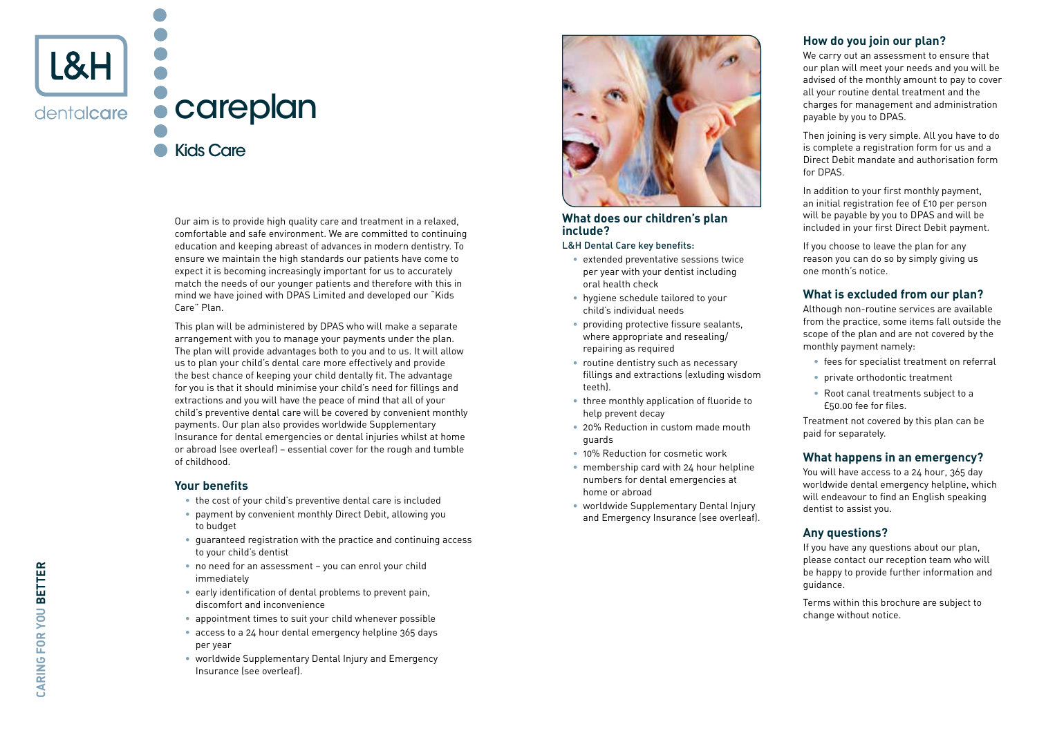# L&H dentalcare

# careplan

## Kids Care

Our aim is to provide high quality care and treatment in a relaxed, comfortable and safe environment. We are committed to continuing education and keeping abreast of advances in modern dentistry. To ensure we maintain the high standards our patients have come to expect it is becoming increasingly important for us to accurately match the needs of our younger patients and therefore with this in mind we have joined with DPAS Limited and developed our "Kids Care" Plan.

This plan will be administered by DPAS who will make a separate arrangement with you to manage your payments under the plan. The plan will provide advantages both to you and to us. It will allow us to plan your child's dental care more effectively and provide the best chance of keeping your child dentally fit. The advantage for you is that it should minimise your child's need for fillings and extractions and you will have the peace of mind that all of your child's preventive dental care will be covered by convenient monthly payments. Our plan also provides worldwide Supplementary Insurance for dental emergencies or dental injuries whilst at home or abroad (see overleaf) – essential cover for the rough and tumble of childhood.

### Your benefits

- the cost of your child's preventive dental care is included
- payment by convenient monthly Direct Debit, allowing you to budget
- guaranteed registration with the practice and continuing access to your child's dentist
- no need for an assessment – you can enrol your child immediately
- early identification of dental problems to prevent pain, discomfort and inconvenience
- appointment times to suit your child whenever possible
- access to a 24 hour dental emergency helpline 365 days per year
- worldwide Supplementary Dental Injury and Emergency Insurance (see overleaf).

### What does our children's plan include?

L&H Dental Care key benefits:

- extended preventative sessions twice per year with your dentist including oral health check
- hygiene schedule tailored to your child's individual needs
- providing protective fissure sealants, where appropriate and resealing/ repairing as required
- routine dentistry such as necessary fillings and extractions (exluding wisdom teeth).
- three monthly application of fluoride to help prevent decay
- 20% Reduction in custom made mouth guards
- 10% Reduction for cosmetic work
- membership card with 24 hour helpline numbers for dental emergencies at home or abroad
- worldwide Supplementary Dental Injury and Emergency Insurance (see overleaf).

### How do you join our plan?

We carry out an assessment to ensure that our plan will meet your needs and you will be advised of the monthly amount to pay to cover all your routine dental treatment and the charges for management and administration payable by you to DPAS.

Then joining is very simple. All you have to do is complete a registration form for us and a Direct Debit mandate and authorisation form for DPAS.

In addition to your first monthly payment, an initial registration fee of £10 per person will be payable by you to DPAS and will be included in your first Direct Debit payment.

If you choose to leave the plan for any reason you can do so by simply giving us one month's notice.

### What is excluded from our plan?

Although non-routine services are available from the practice, some items fall outside the scope of the plan and are not covered by the monthly payment namely:

- fees for specialist treatment on referral
- private orthodontic treatment
- Root canal treatments subject to a £50.00 fee for files.

Treatment not covered by this plan can be paid for separately.

### What happens in an emergency?

You will have access to a 24 hour, 365 day worldwide dental emergency helpline, which will endeavour to find an English speaking dentist to assist you.

### Any questions?

If you have any questions about our plan, please contact our reception team who will be happy to provide further information and guidance.

Terms within this brochure are subject to change without notice.

CARING FOR YOU **BETTER**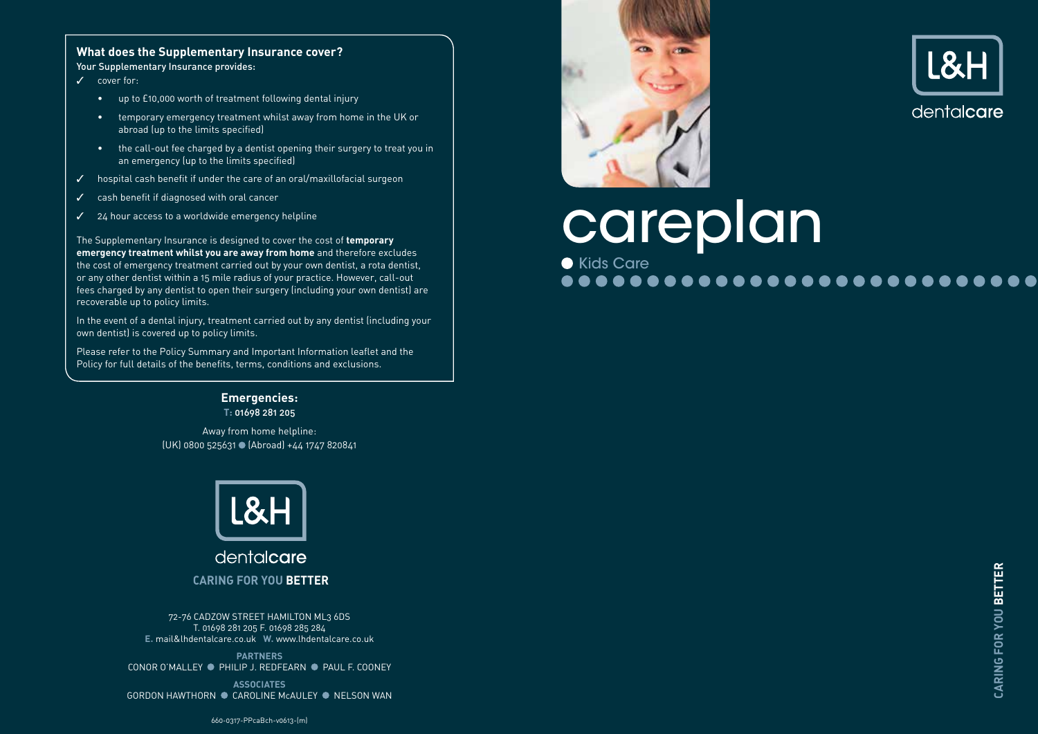### What does the Supplementary Insurance cover?

**Your Supplementary Insurance provides:**

✓ cover for:

- up to £10,000 worth of treatment following dental injury
- temporary emergency treatment whilst away from home in the UK or abroad (up to the limits specified)
- the call-out fee charged by a dentist opening their surgery to treat you in an emergency (up to the limits specified)

✓ hospital cash benefit if under the care of an oral/maxillofacial surgeon

✓ cash benefit if diagnosed with oral cancer

✓ 24 hour access to a worldwide emergency helpline

The Supplementary Insurance is designed to cover the cost of **temporary emergency treatment whilst you are away from home** and therefore excludes the cost of emergency treatment carried out by your own dentist, a rota dentist, or any other dentist within a 15 mile radius of your practice. However, call-out fees charged by any dentist to open their surgery (including your own dentist) are recoverable up to policy limits.

In the event of a dental injury, treatment carried out by any dentist (including your own dentist) is covered up to policy limits.

Please refer to the Policy Summary and Important Information leaflet and the Policy for full details of the benefits, terms, conditions and exclusions.

**Emergencies:**
T: 01698 281 205

Away from home helpline:
(UK) 0800 525631 ● (Abroad) +44 1747 820841

L&H dentalcare

CARING FOR YOU **BETTER**

72-76 CADZOW STREET HAMILTON ML3 6DS
T. 01698 281 205 F. 01698 285 284
E. mail&lhdentalcare.co.uk W. www.lhdentalcare.co.uk

PARTNERS
CONOR O'MALLEY ● PHILIP J. REDFEARN ● PAUL F. COONEY

ASSOCIATES
GORDON HAWTHORN ● CAROLINE McAULEY ● NELSON WAN

660-0317-PPcaBch-v0613-(m)

L&H dentalcare

# careplan

● Kids Care

CARING FOR YOU **BETTER**